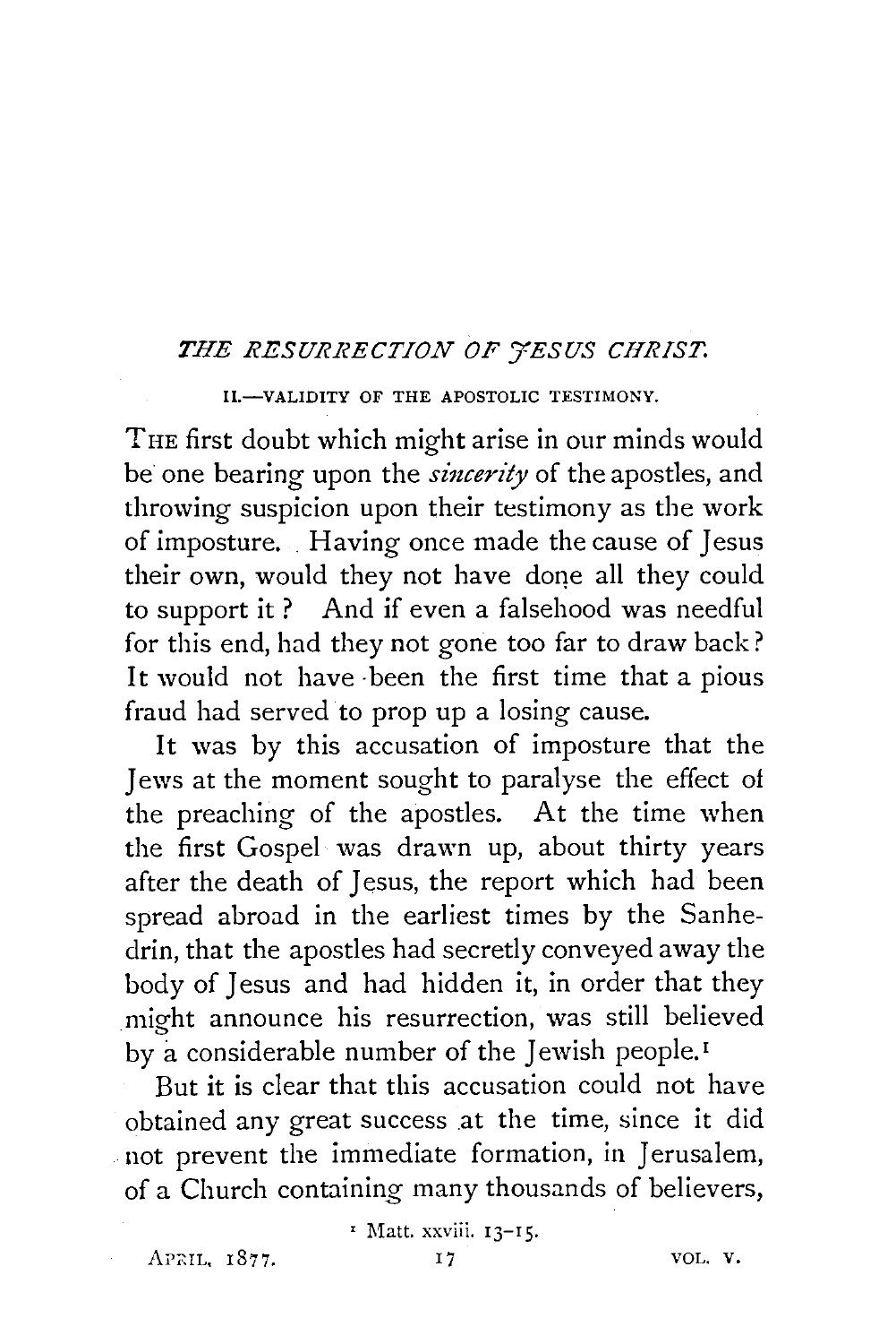## *THE RESURRECTION OF JESUS CHRIST.*

### II.—VALIDITY OF THE APOSTOLIC TESTIMONY.

THE first doubt which might arise in our minds would be one bearing upon the *sincerity* of the apostles, and throwing suspicion upon their testimony as the work of imposture. Having once made the cause of Jesus their own, would they not have done all they could to support it? And if even a falsehood was needful for this end, had they not gone too far to draw back? It would not have been the first time that a pious fraud had served to prop up a losing cause.

It was by this accusation of imposture that the Jews at the moment sought to paralyse the effect of the preaching of the apostles. At the time when the first Gospel was drawn up, about thirty years after the death of Jesus, the report which had been spread abroad in the earliest times by the Sanhedrin, that the apostles had secretly conveyed away the body of Jesus and had hidden it, in order that they might announce his resurrection, was still believed by a considerable number of the Jewish people.[1]

But it is clear that this accusation could not have obtained any great success at the time, since it did not prevent the immediate formation, in Jerusalem, of a Church containing many thousands of believers,

[1] Matt. xxviii. 13–15.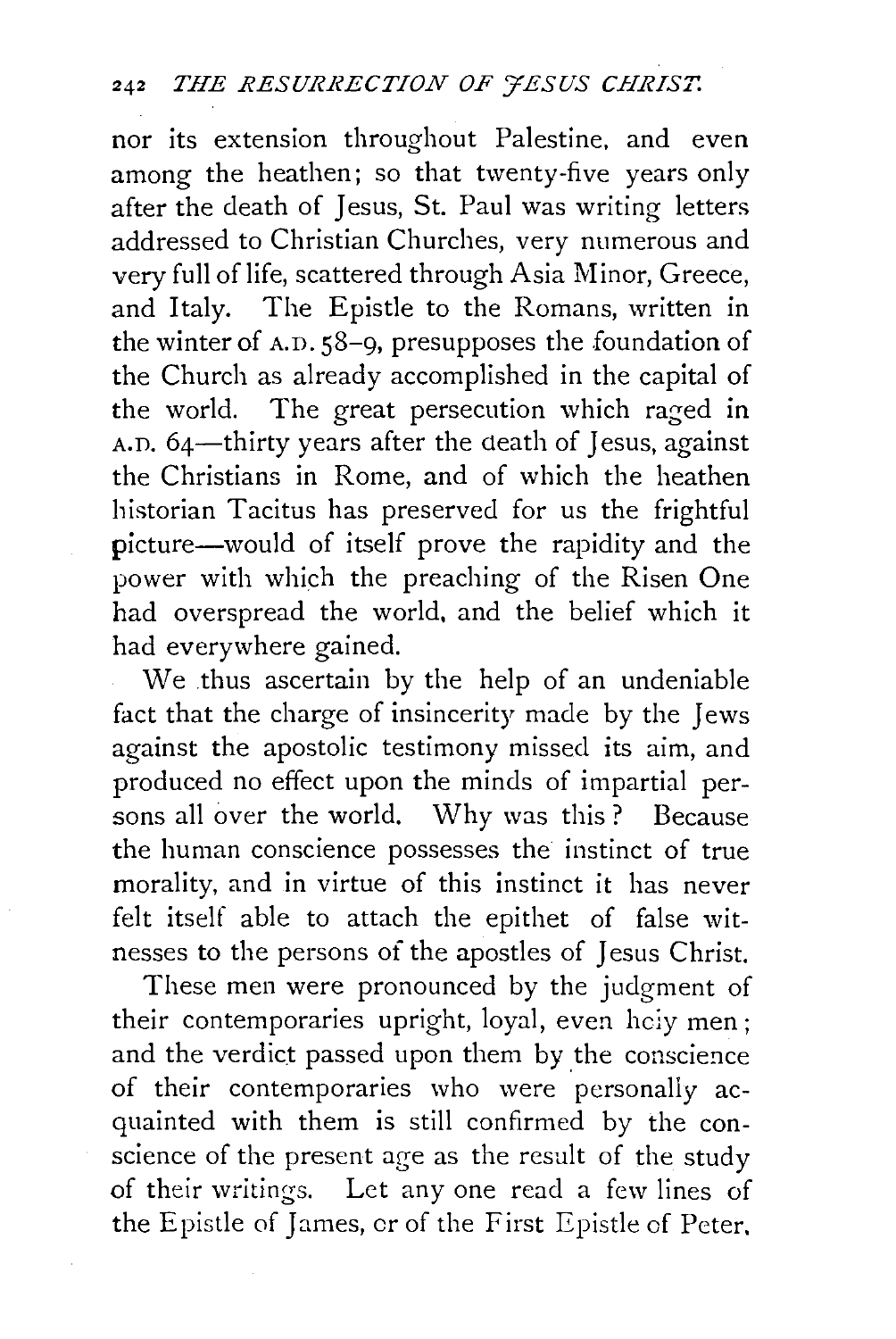nor its extension throughout Palestine, and even among the heathen; so that twenty-five years only after the death of Jesus, St. Paul was writing letters addressed to Christian Churches, very numerous and very full of life, scattered through Asia Minor, Greece, and Italy. The Epistle to the Romans, written in the winter of A.D. 58–9, presupposes the foundation of the Church as already accomplished in the capital of the world. The great persecution which raged in A.D. 64—thirty years after the death of Jesus, against the Christians in Rome, and of which the heathen historian Tacitus has preserved for us the frightful picture—would of itself prove the rapidity and the power with which the preaching of the Risen One had overspread the world, and the belief which it had everywhere gained.

We thus ascertain by the help of an undeniable fact that the charge of insincerity made by the Jews against the apostolic testimony missed its aim, and produced no effect upon the minds of impartial persons all over the world. Why was this? Because the human conscience possesses the instinct of true morality, and in virtue of this instinct it has never felt itself able to attach the epithet of false witnesses to the persons of the apostles of Jesus Christ.

These men were pronounced by the judgment of their contemporaries upright, loyal, even holy men; and the verdict passed upon them by the conscience of their contemporaries who were personally acquainted with them is still confirmed by the conscience of the present age as the result of the study of their writings. Let any one read a few lines of the Epistle of James, or of the First Epistle of Peter,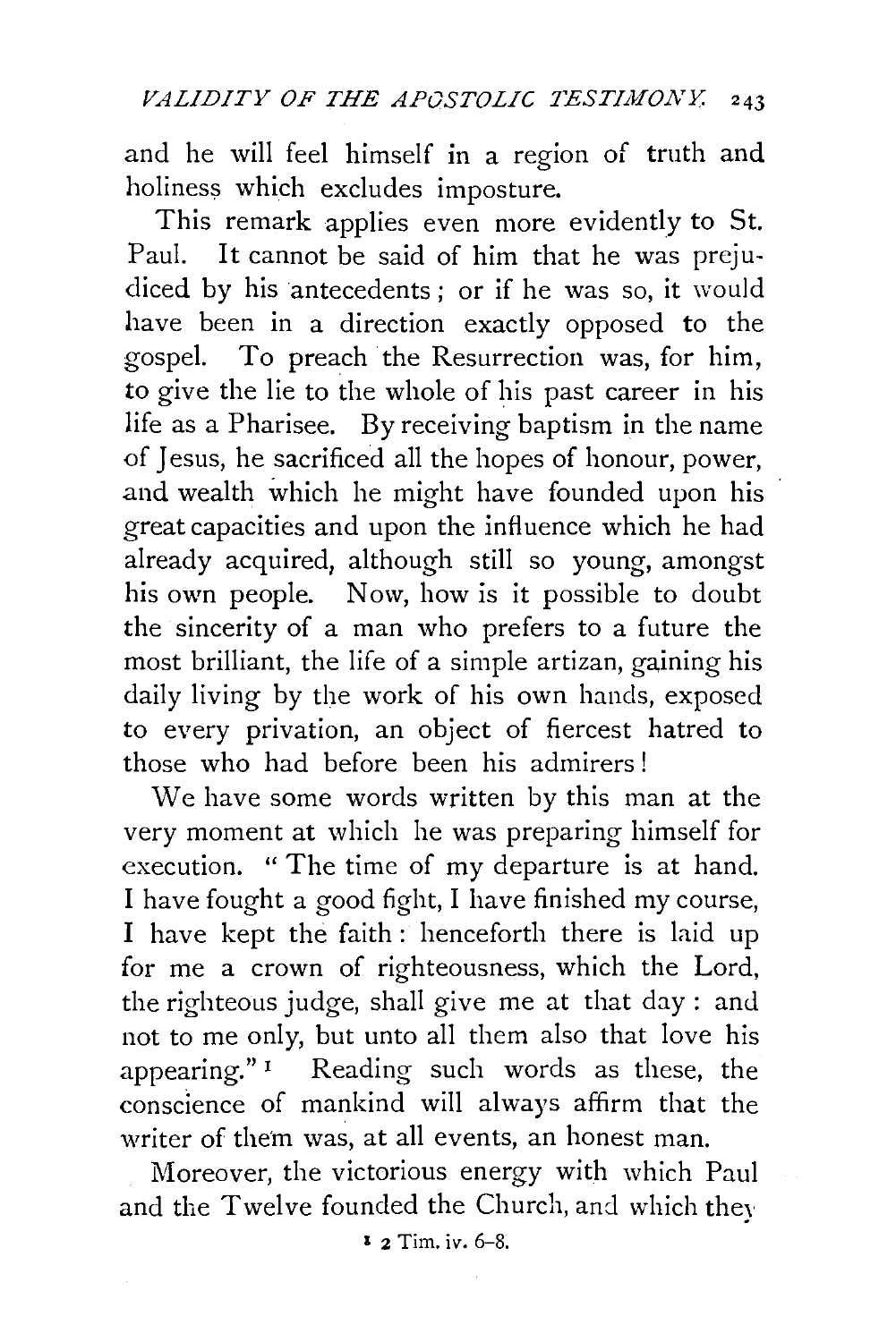and he will feel himself in a region of truth and holiness which excludes imposture.

This remark applies even more evidently to St. Paul. It cannot be said of him that he was prejudiced by his antecedents; or if he was so, it would have been in a direction exactly opposed to the gospel. To preach the Resurrection was, for him, to give the lie to the whole of his past career in his life as a Pharisee. By receiving baptism in the name of Jesus, he sacrificed all the hopes of honour, power, and wealth which he might have founded upon his great capacities and upon the influence which he had already acquired, although still so young, amongst his own people. Now, how is it possible to doubt the sincerity of a man who prefers to a future the most brilliant, the life of a simple artizan, gaining his daily living by the work of his own hands, exposed to every privation, an object of fiercest hatred to those who had before been his admirers!

We have some words written by this man at the very moment at which he was preparing himself for execution. "The time of my departure is at hand. I have fought a good fight, I have finished my course, I have kept the faith: henceforth there is laid up for me a crown of righteousness, which the Lord, the righteous judge, shall give me at that day: and not to me only, but unto all them also that love his appearing."[1] Reading such words as these, the conscience of mankind will always affirm that the writer of them was, at all events, an honest man.

Moreover, the victorious energy with which Paul and the Twelve founded the Church, and which they

[1] 2 Tim. iv. 6–8.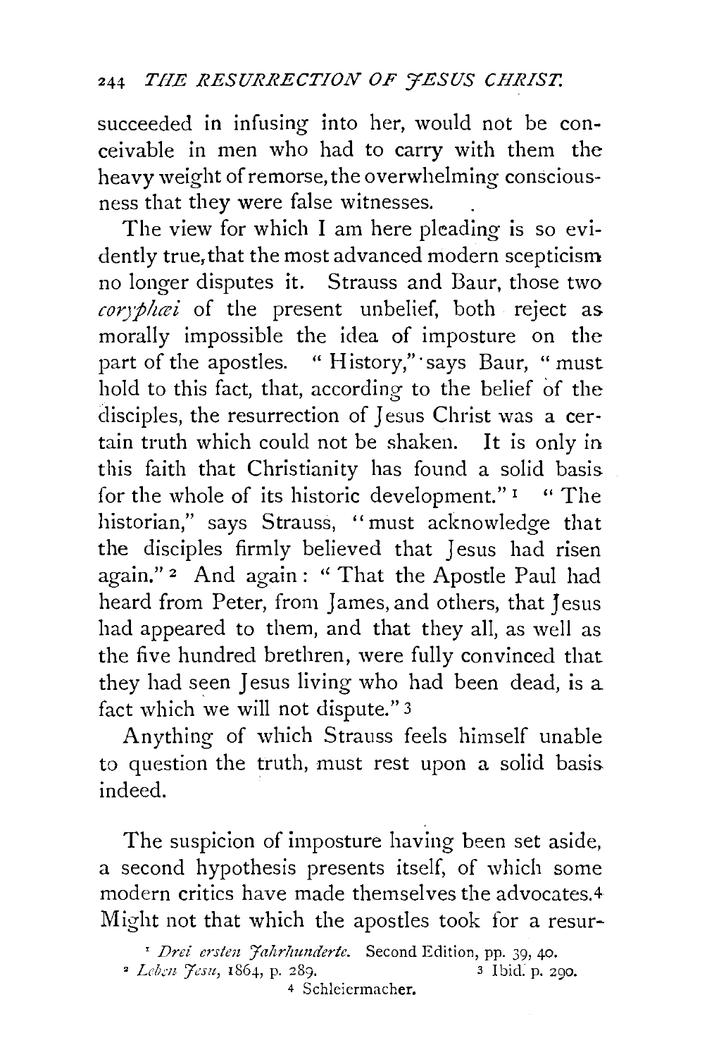succeeded in infusing into her, would not be conceivable in men who had to carry with them the heavy weight of remorse, the overwhelming consciousness that they were false witnesses.

The view for which I am here pleading is so evidently true, that the most advanced modern scepticism no longer disputes it. Strauss and Baur, those two *coryphæi* of the present unbelief, both reject as morally impossible the idea of imposture on the part of the apostles. "History," says Baur, "must hold to this fact, that, according to the belief of the disciples, the resurrection of Jesus Christ was a certain truth which could not be shaken. It is only in this faith that Christianity has found a solid basis for the whole of its historic development."[1] "The historian," says Strauss, "must acknowledge that the disciples firmly believed that Jesus had risen again."[2] And again: "That the Apostle Paul had heard from Peter, from James, and others, that Jesus had appeared to them, and that they all, as well as the five hundred brethren, were fully convinced that they had seen Jesus living who had been dead, is a fact which we will not dispute."[3]

Anything of which Strauss feels himself unable to question the truth, must rest upon a solid basis indeed.

The suspicion of imposture having been set aside, a second hypothesis presents itself, of which some modern critics have made themselves the advocates.[4] Might not that which the apostles took for a resur-

[1] *Drei ersten Jahrhunderte.* Second Edition, pp. 39, 40.

[2] *Leben Jesu*, 1864, p. 289.

[3] Ibid. p. 290.

[4] Schleiermacher.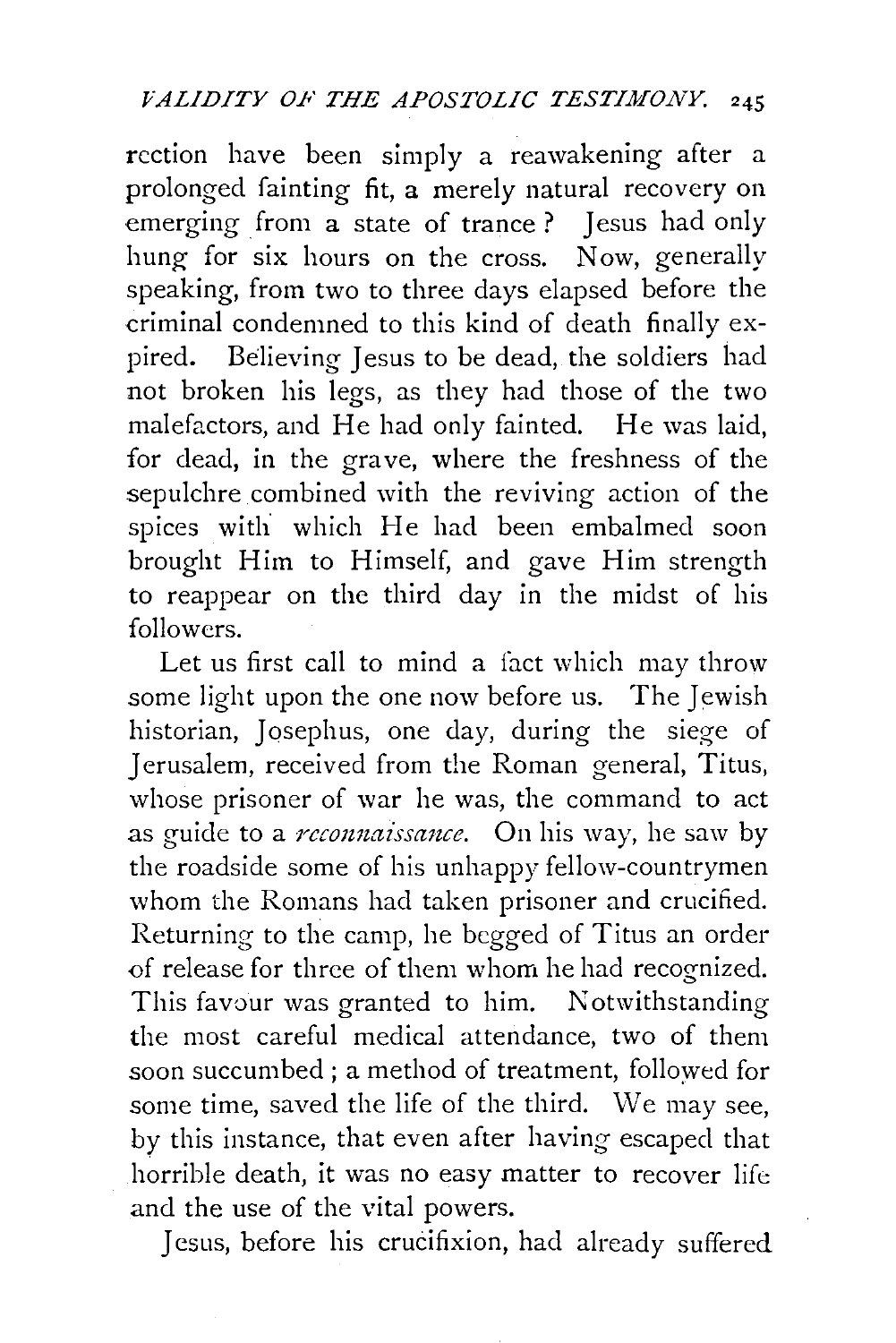rection have been simply a reawakening after a prolonged fainting fit, a merely natural recovery on emerging from a state of trance? Jesus had only hung for six hours on the cross. Now, generally speaking, from two to three days elapsed before the criminal condemned to this kind of death finally expired. Believing Jesus to be dead, the soldiers had not broken his legs, as they had those of the two malefactors, and He had only fainted. He was laid, for dead, in the grave, where the freshness of the sepulchre combined with the reviving action of the spices with which He had been embalmed soon brought Him to Himself, and gave Him strength to reappear on the third day in the midst of his followers.

Let us first call to mind a fact which may throw some light upon the one now before us. The Jewish historian, Josephus, one day, during the siege of Jerusalem, received from the Roman general, Titus, whose prisoner of war he was, the command to act as guide to a *reconnaissance*. On his way, he saw by the roadside some of his unhappy fellow-countrymen whom the Romans had taken prisoner and crucified. Returning to the camp, he begged of Titus an order of release for three of them whom he had recognized. This favour was granted to him. Notwithstanding the most careful medical attendance, two of them soon succumbed; a method of treatment, followed for some time, saved the life of the third. We may see, by this instance, that even after having escaped that horrible death, it was no easy matter to recover life and the use of the vital powers.

Jesus, before his crucifixion, had already suffered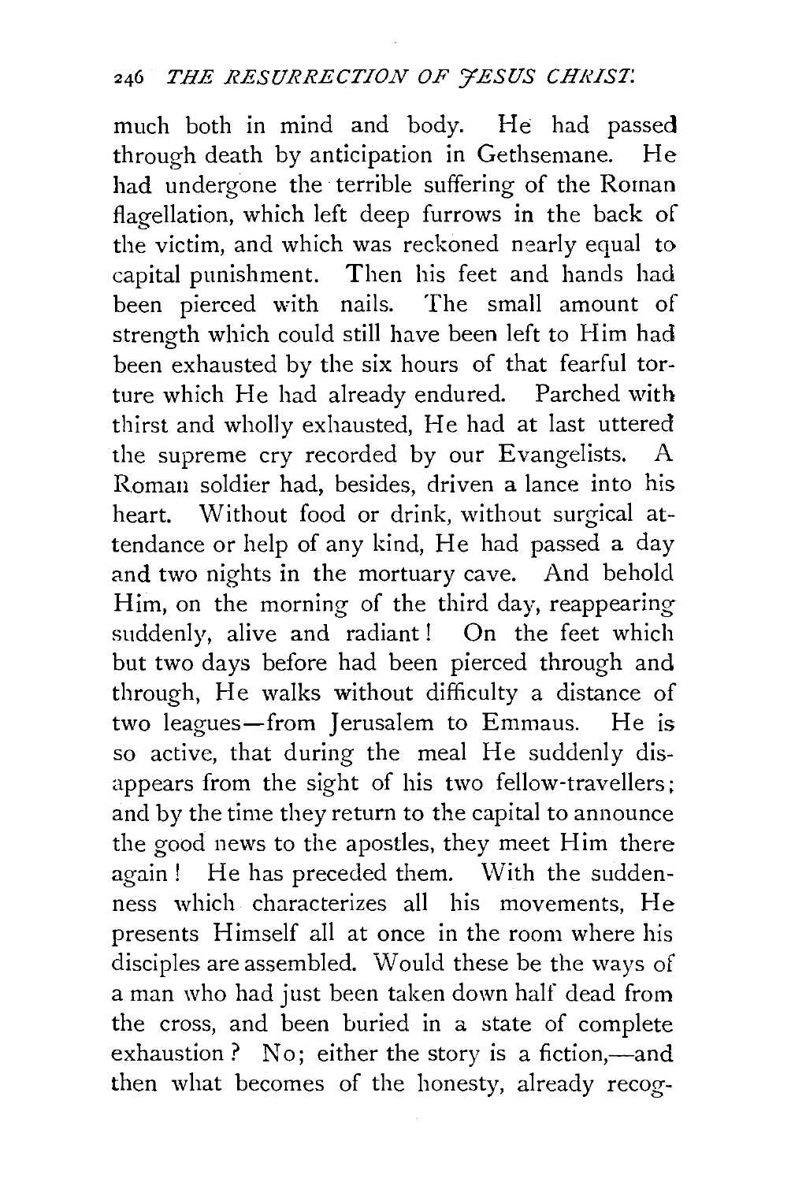much both in mind and body. He had passed through death by anticipation in Gethsemane. He had undergone the terrible suffering of the Roman flagellation, which left deep furrows in the back of the victim, and which was reckoned nearly equal to capital punishment. Then his feet and hands had been pierced with nails. The small amount of strength which could still have been left to Him had been exhausted by the six hours of that fearful torture which He had already endured. Parched with thirst and wholly exhausted, He had at last uttered the supreme cry recorded by our Evangelists. A Roman soldier had, besides, driven a lance into his heart. Without food or drink, without surgical attendance or help of any kind, He had passed a day and two nights in the mortuary cave. And behold Him, on the morning of the third day, reappearing suddenly, alive and radiant! On the feet which but two days before had been pierced through and through, He walks without difficulty a distance of two leagues—from Jerusalem to Emmaus. He is so active, that during the meal He suddenly disappears from the sight of his two fellow-travellers; and by the time they return to the capital to announce the good news to the apostles, they meet Him there again! He has preceded them. With the suddenness which characterizes all his movements, He presents Himself all at once in the room where his disciples are assembled. Would these be the ways of a man who had just been taken down half dead from the cross, and been buried in a state of complete exhaustion? No; either the story is a fiction,—and then what becomes of the honesty, already recog-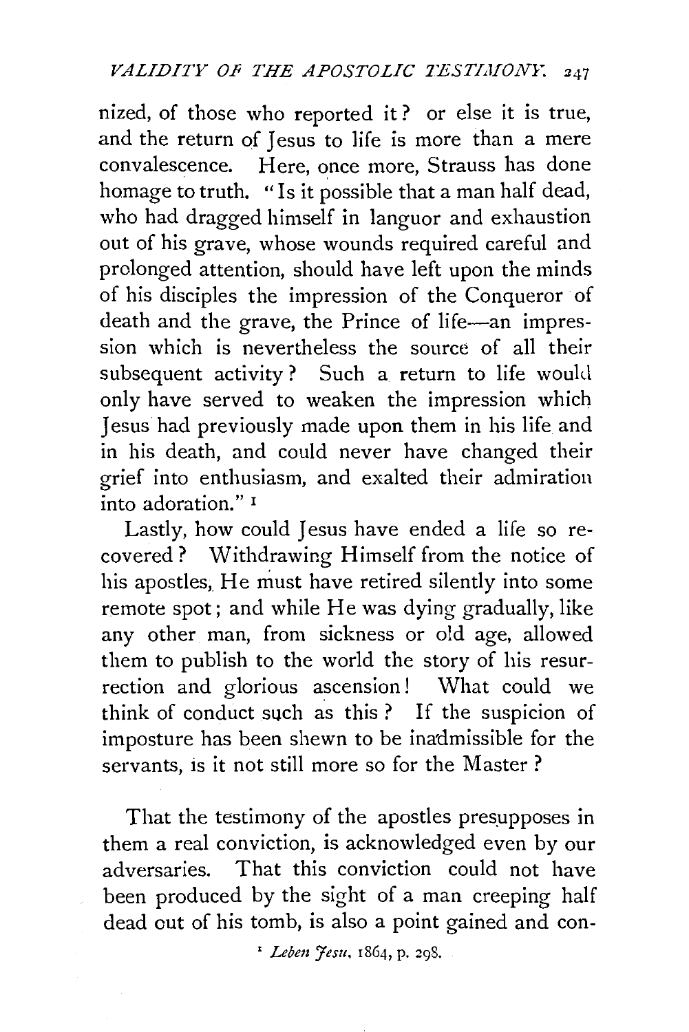nized, of those who reported it? or else it is true, and the return of Jesus to life is more than a mere convalescence. Here, once more, Strauss has done homage to truth. "Is it possible that a man half dead, who had dragged himself in languor and exhaustion out of his grave, whose wounds required careful and prolonged attention, should have left upon the minds of his disciples the impression of the Conqueror of death and the grave, the Prince of life—an impression which is nevertheless the source of all their subsequent activity? Such a return to life would only have served to weaken the impression which Jesus had previously made upon them in his life and in his death, and could never have changed their grief into enthusiasm, and exalted their admiration into adoration." [1]

Lastly, how could Jesus have ended a life so recovered? Withdrawing Himself from the notice of his apostles, He must have retired silently into some remote spot; and while He was dying gradually, like any other man, from sickness or old age, allowed them to publish to the world the story of his resurrection and glorious ascension! What could we think of conduct such as this? If the suspicion of imposture has been shewn to be inadmissible for the servants, is it not still more so for the Master?

That the testimony of the apostles presupposes in them a real conviction, is acknowledged even by our adversaries. That this conviction could not have been produced by the sight of a man creeping half dead out of his tomb, is also a point gained and con-

[1] *Leben Jesu*, 1864, p. 298.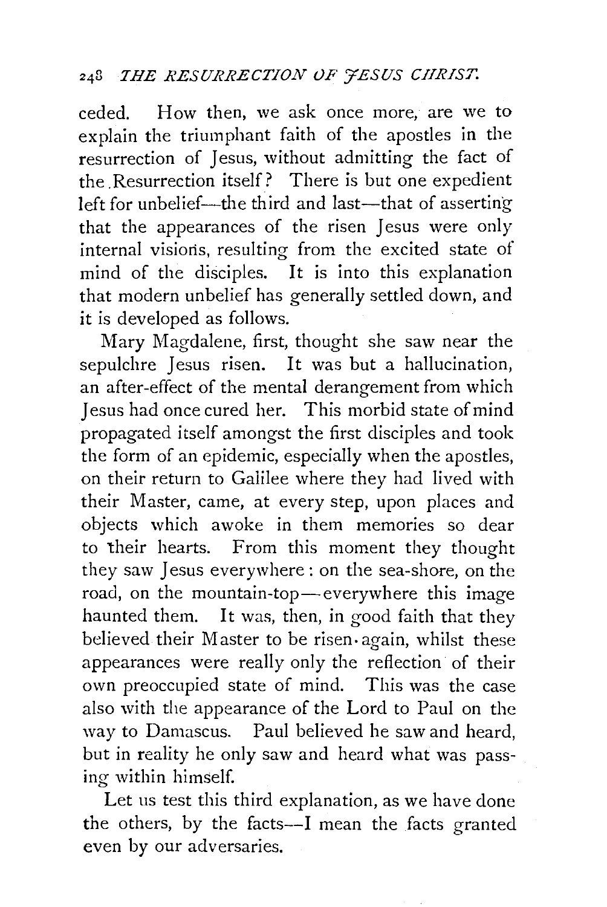ceded. How then, we ask once more, are we to explain the triumphant faith of the apostles in the resurrection of Jesus, without admitting the fact of the Resurrection itself? There is but one expedient left for unbelief—the third and last—that of asserting that the appearances of the risen Jesus were only internal visions, resulting from the excited state of mind of the disciples. It is into this explanation that modern unbelief has generally settled down, and it is developed as follows.

Mary Magdalene, first, thought she saw near the sepulchre Jesus risen. It was but a hallucination, an after-effect of the mental derangement from which Jesus had once cured her. This morbid state of mind propagated itself amongst the first disciples and took the form of an epidemic, especially when the apostles, on their return to Galilee where they had lived with their Master, came, at every step, upon places and objects which awoke in them memories so dear to their hearts. From this moment they thought they saw Jesus everywhere: on the sea-shore, on the road, on the mountain-top—everywhere this image haunted them. It was, then, in good faith that they believed their Master to be risen again, whilst these appearances were really only the reflection of their own preoccupied state of mind. This was the case also with the appearance of the Lord to Paul on the way to Damascus. Paul believed he saw and heard, but in reality he only saw and heard what was passing within himself.

Let us test this third explanation, as we have done the others, by the facts—I mean the facts granted even by our adversaries.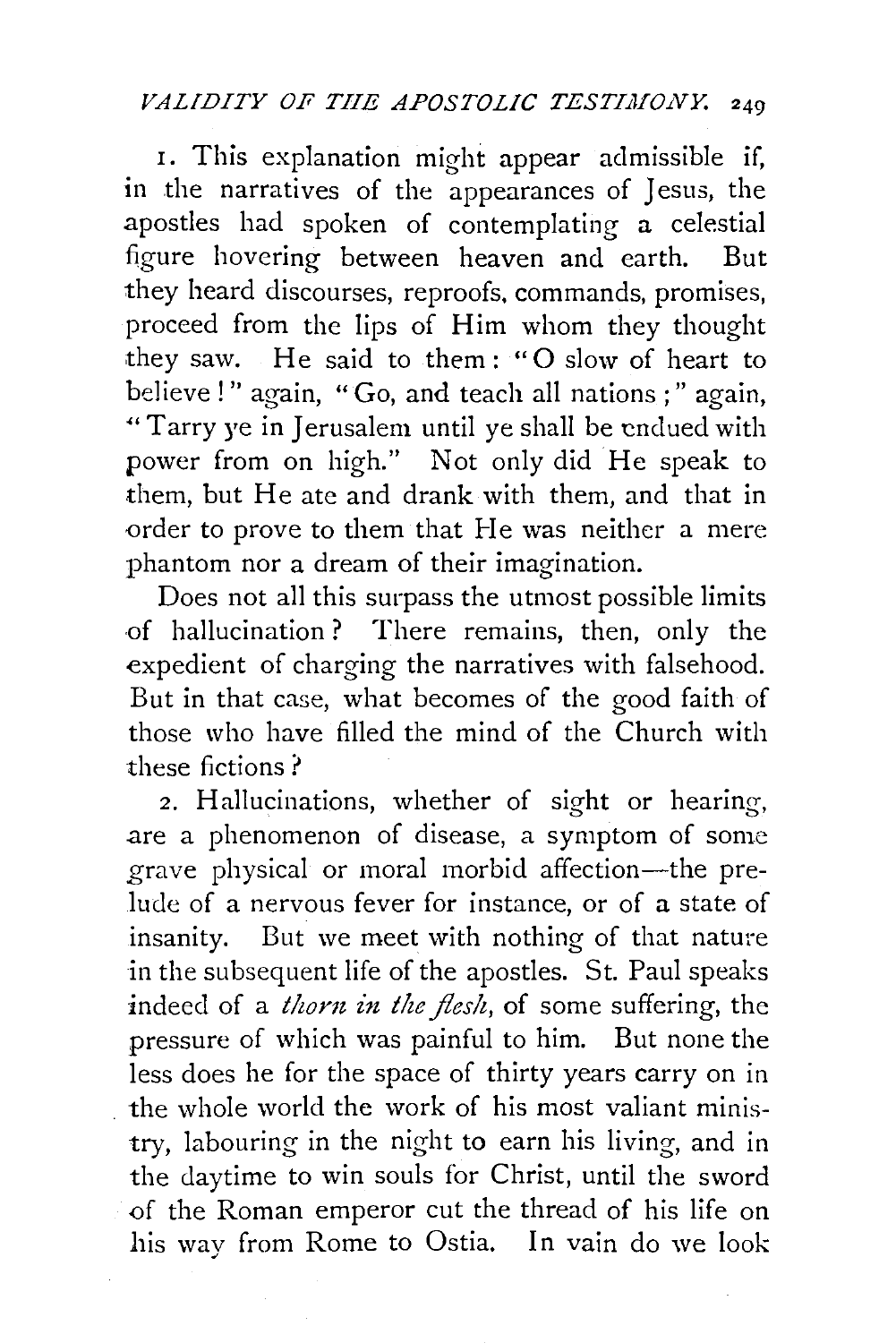1. This explanation might appear admissible if, in the narratives of the appearances of Jesus, the apostles had spoken of contemplating a celestial figure hovering between heaven and earth. But they heard discourses, reproofs, commands, promises, proceed from the lips of Him whom they thought they saw. He said to them: "O slow of heart to believe!" again, "Go, and teach all nations;" again, "Tarry ye in Jerusalem until ye shall be endued with power from on high." Not only did He speak to them, but He ate and drank with them, and that in order to prove to them that He was neither a mere phantom nor a dream of their imagination.

Does not all this surpass the utmost possible limits of hallucination? There remains, then, only the expedient of charging the narratives with falsehood. But in that case, what becomes of the good faith of those who have filled the mind of the Church with these fictions?

2. Hallucinations, whether of sight or hearing, are a phenomenon of disease, a symptom of some grave physical or moral morbid affection—the prelude of a nervous fever for instance, or of a state of insanity. But we meet with nothing of that nature in the subsequent life of the apostles. St. Paul speaks indeed of a *thorn in the flesh*, of some suffering, the pressure of which was painful to him. But none the less does he for the space of thirty years carry on in the whole world the work of his most valiant ministry, labouring in the night to earn his living, and in the daytime to win souls for Christ, until the sword of the Roman emperor cut the thread of his life on his way from Rome to Ostia. In vain do we look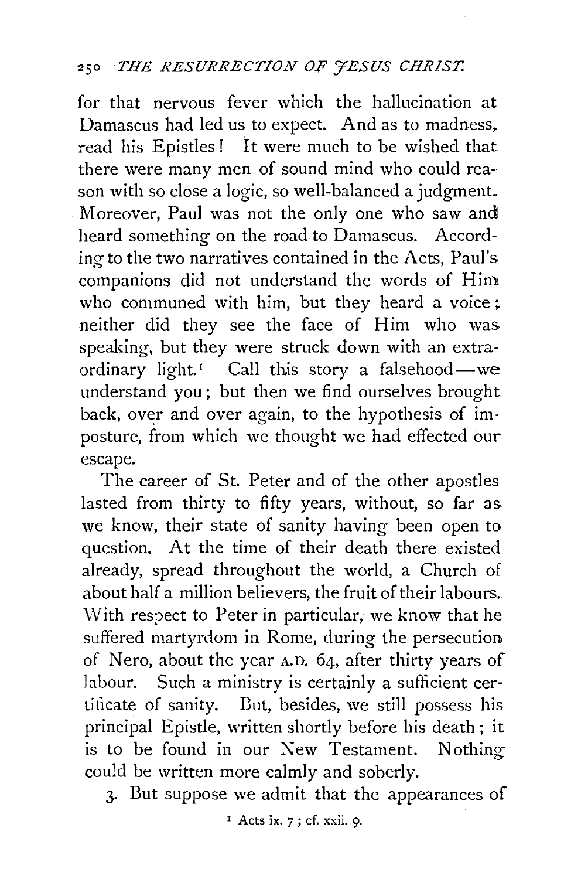for that nervous fever which the hallucination at Damascus had led us to expect. And as to madness, read his Epistles! It were much to be wished that there were many men of sound mind who could reason with so close a logic, so well-balanced a judgment. Moreover, Paul was not the only one who saw and heard something on the road to Damascus. According to the two narratives contained in the Acts, Paul's companions did not understand the words of Him who communed with him, but they heard a voice; neither did they see the face of Him who was speaking, but they were struck down with an extraordinary light.[1] Call this story a falsehood—we understand you; but then we find ourselves brought back, over and over again, to the hypothesis of imposture, from which we thought we had effected our escape.

The career of St. Peter and of the other apostles lasted from thirty to fifty years, without, so far as we know, their state of sanity having been open to question. At the time of their death there existed already, spread throughout the world, a Church of about half a million believers, the fruit of their labours. With respect to Peter in particular, we know that he suffered martyrdom in Rome, during the persecution of Nero, about the year A.D. 64, after thirty years of labour. Such a ministry is certainly a sufficient certificate of sanity. But, besides, we still possess his principal Epistle, written shortly before his death; it is to be found in our New Testament. Nothing could be written more calmly and soberly.

3. But suppose we admit that the appearances of

[1] Acts ix. 7; cf. xxii. 9.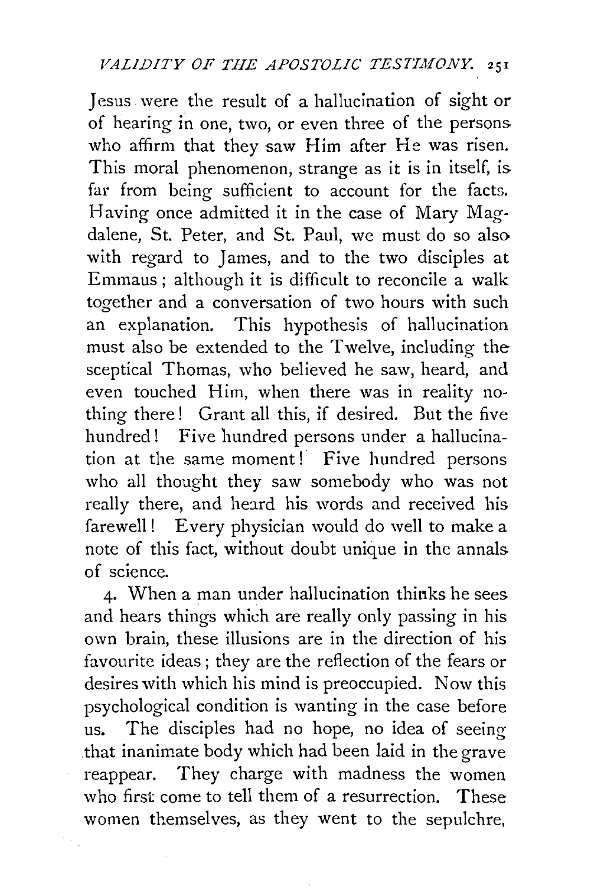Jesus were the result of a hallucination of sight or of hearing in one, two, or even three of the persons who affirm that they saw Him after He was risen. This moral phenomenon, strange as it is in itself, is far from being sufficient to account for the facts. Having once admitted it in the case of Mary Magdalene, St. Peter, and St. Paul, we must do so also with regard to James, and to the two disciples at Emmaus; although it is difficult to reconcile a walk together and a conversation of two hours with such an explanation. This hypothesis of hallucination must also be extended to the Twelve, including the sceptical Thomas, who believed he saw, heard, and even touched Him, when there was in reality nothing there! Grant all this, if desired. But the five hundred! Five hundred persons under a hallucination at the same moment! Five hundred persons who all thought they saw somebody who was not really there, and heard his words and received his farewell! Every physician would do well to make a note of this fact, without doubt unique in the annals of science.

4. When a man under hallucination thinks he sees and hears things which are really only passing in his own brain, these illusions are in the direction of his favourite ideas; they are the reflection of the fears or desires with which his mind is preoccupied. Now this psychological condition is wanting in the case before us. The disciples had no hope, no idea of seeing that inanimate body which had been laid in the grave reappear. They charge with madness the women who first come to tell them of a resurrection. These women themselves, as they went to the sepulchre,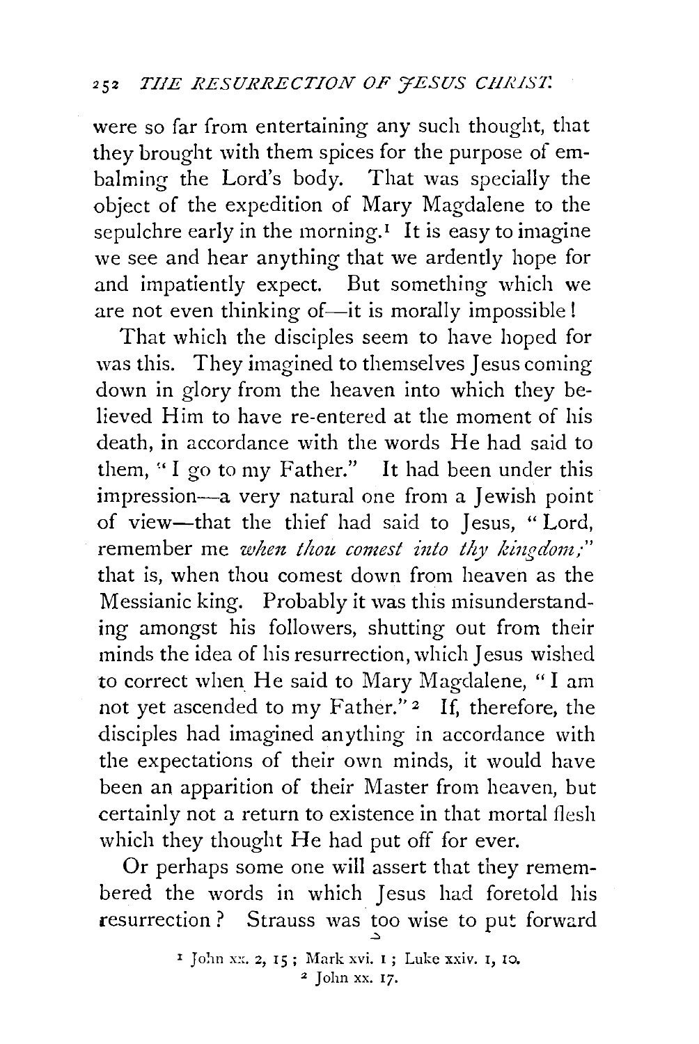were so far from entertaining any such thought, that they brought with them spices for the purpose of embalming the Lord's body. That was specially the object of the expedition of Mary Magdalene to the sepulchre early in the morning.[1] It is easy to imagine we see and hear anything that we ardently hope for and impatiently expect. But something which we are not even thinking of—it is morally impossible!

That which the disciples seem to have hoped for was this. They imagined to themselves Jesus coming down in glory from the heaven into which they believed Him to have re-entered at the moment of his death, in accordance with the words He had said to them, "I go to my Father." It had been under this impression—a very natural one from a Jewish point of view—that the thief had said to Jesus, "Lord, remember me *when thou comest into thy kingdom;*" that is, when thou comest down from heaven as the Messianic king. Probably it was this misunderstanding amongst his followers, shutting out from their minds the idea of his resurrection, which Jesus wished to correct when He said to Mary Magdalene, "I am not yet ascended to my Father."[2] If, therefore, the disciples had imagined anything in accordance with the expectations of their own minds, it would have been an apparition of their Master from heaven, but certainly not a return to existence in that mortal flesh which they thought He had put off for ever.

Or perhaps some one will assert that they remembered the words in which Jesus had foretold his resurrection? Strauss was too wise to put forward

[1] John xx. 2, 15; Mark xvi. 1; Luke xxiv. 1, 10.

[2] John xx. 17.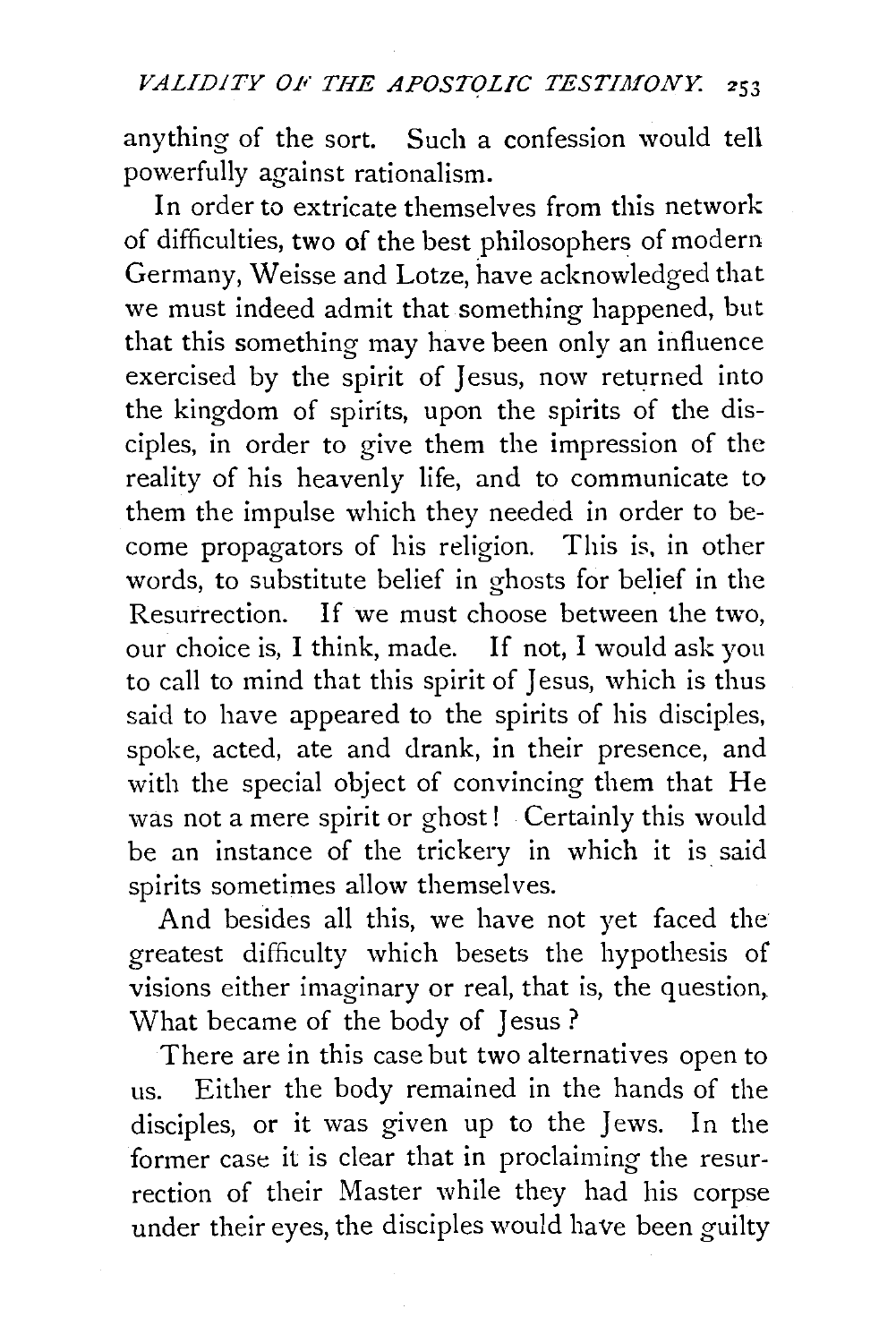anything of the sort. Such a confession would tell powerfully against rationalism.

In order to extricate themselves from this network of difficulties, two of the best philosophers of modern Germany, Weisse and Lotze, have acknowledged that we must indeed admit that something happened, but that this something may have been only an influence exercised by the spirit of Jesus, now returned into the kingdom of spirits, upon the spirits of the disciples, in order to give them the impression of the reality of his heavenly life, and to communicate to them the impulse which they needed in order to become propagators of his religion. This is, in other words, to substitute belief in ghosts for belief in the Resurrection. If we must choose between the two, our choice is, I think, made. If not, I would ask you to call to mind that this spirit of Jesus, which is thus said to have appeared to the spirits of his disciples, spoke, acted, ate and drank, in their presence, and with the special object of convincing them that He was not a mere spirit or ghost! Certainly this would be an instance of the trickery in which it is said spirits sometimes allow themselves.

And besides all this, we have not yet faced the greatest difficulty which besets the hypothesis of visions either imaginary or real, that is, the question, What became of the body of Jesus?

There are in this case but two alternatives open to us. Either the body remained in the hands of the disciples, or it was given up to the Jews. In the former case it is clear that in proclaiming the resurrection of their Master while they had his corpse under their eyes, the disciples would have been guilty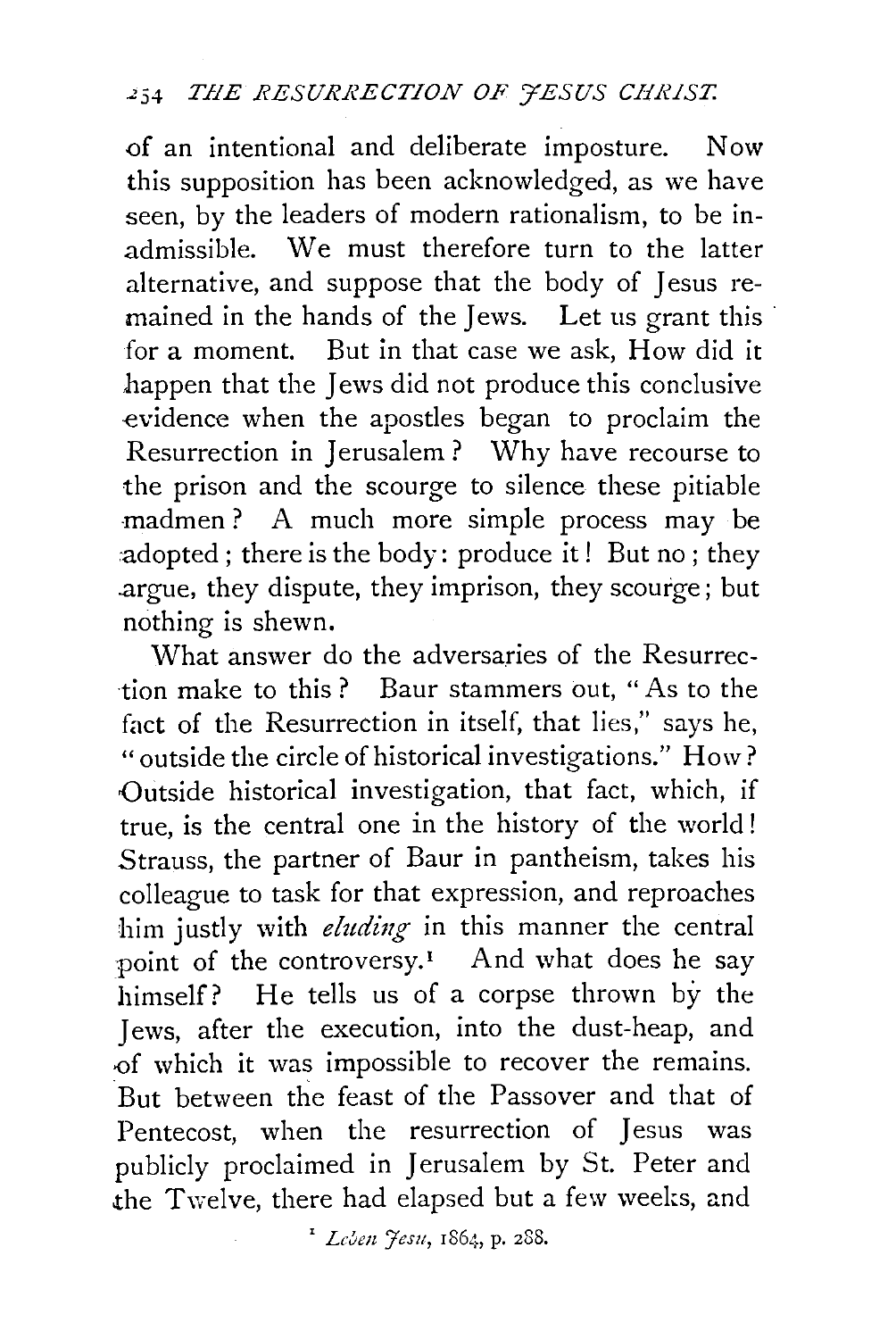of an intentional and deliberate imposture. Now this supposition has been acknowledged, as we have seen, by the leaders of modern rationalism, to be inadmissible. We must therefore turn to the latter alternative, and suppose that the body of Jesus remained in the hands of the Jews. Let us grant this for a moment. But in that case we ask, How did it happen that the Jews did not produce this conclusive evidence when the apostles began to proclaim the Resurrection in Jerusalem? Why have recourse to the prison and the scourge to silence these pitiable madmen? A much more simple process may be adopted; there is the body: produce it! But no; they argue, they dispute, they imprison, they scourge; but nothing is shewn.

What answer do the adversaries of the Resurrection make to this? Baur stammers out, "As to the fact of the Resurrection in itself, that lies," says he, "outside the circle of historical investigations." How? Outside historical investigation, that fact, which, if true, is the central one in the history of the world! Strauss, the partner of Baur in pantheism, takes his colleague to task for that expression, and reproaches him justly with *eluding* in this manner the central point of the controversy.[1] And what does he say himself? He tells us of a corpse thrown by the Jews, after the execution, into the dust-heap, and of which it was impossible to recover the remains. But between the feast of the Passover and that of Pentecost, when the resurrection of Jesus was publicly proclaimed in Jerusalem by St. Peter and the Twelve, there had elapsed but a few weeks, and

[1] *Leben Jesu*, 1864, p. 288.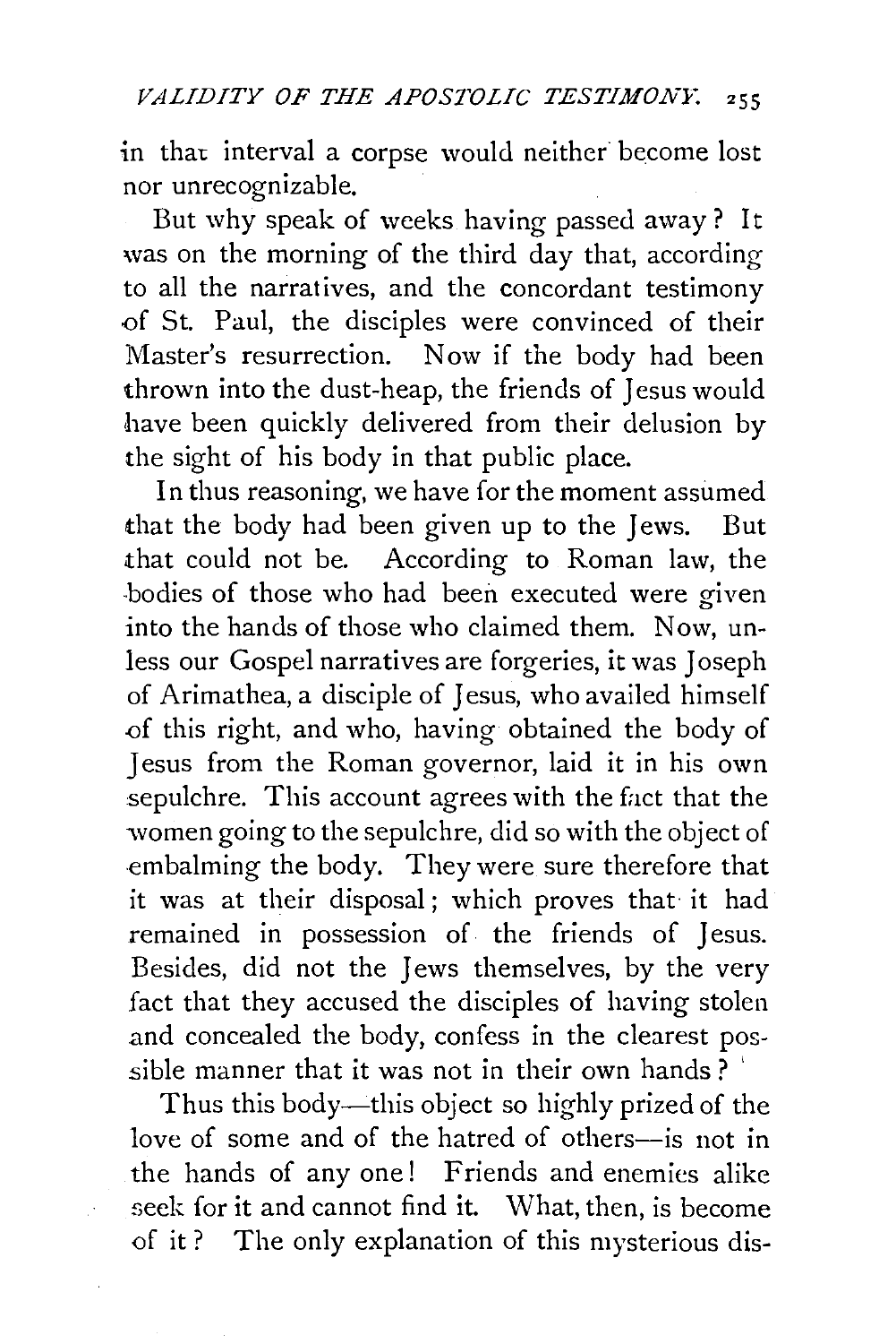in that interval a corpse would neither become lost nor unrecognizable.

But why speak of weeks having passed away? It was on the morning of the third day that, according to all the narratives, and the concordant testimony of St. Paul, the disciples were convinced of their Master's resurrection. Now if the body had been thrown into the dust-heap, the friends of Jesus would have been quickly delivered from their delusion by the sight of his body in that public place.

In thus reasoning, we have for the moment assumed that the body had been given up to the Jews. But that could not be. According to Roman law, the bodies of those who had been executed were given into the hands of those who claimed them. Now, unless our Gospel narratives are forgeries, it was Joseph of Arimathea, a disciple of Jesus, who availed himself of this right, and who, having obtained the body of Jesus from the Roman governor, laid it in his own sepulchre. This account agrees with the fact that the women going to the sepulchre, did so with the object of embalming the body. They were sure therefore that it was at their disposal; which proves that it had remained in possession of the friends of Jesus. Besides, did not the Jews themselves, by the very fact that they accused the disciples of having stolen and concealed the body, confess in the clearest possible manner that it was not in their own hands?

Thus this body—this object so highly prized of the love of some and of the hatred of others—is not in the hands of any one! Friends and enemies alike seek for it and cannot find it. What, then, is become of it? The only explanation of this mysterious dis-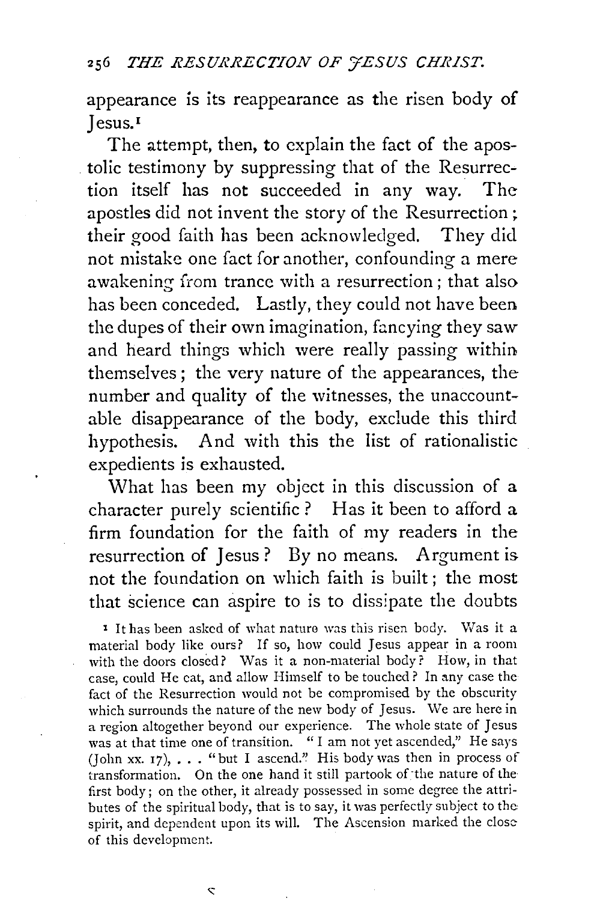appearance is its reappearance as the risen body of Jesus.[1]

The attempt, then, to explain the fact of the apostolic testimony by suppressing that of the Resurrection itself has not succeeded in any way. The apostles did not invent the story of the Resurrection; their good faith has been acknowledged. They did not mistake one fact for another, confounding a mere awakening from trance with a resurrection; that also has been conceded. Lastly, they could not have been the dupes of their own imagination, fancying they saw and heard things which were really passing within themselves; the very nature of the appearances, the number and quality of the witnesses, the unaccountable disappearance of the body, exclude this third hypothesis. And with this the list of rationalistic expedients is exhausted.

What has been my object in this discussion of a character purely scientific? Has it been to afford a firm foundation for the faith of my readers in the resurrection of Jesus? By no means. Argument is not the foundation on which faith is built; the most that science can aspire to is to dissipate the doubts

[1] It has been asked of what nature was this risen body. Was it a material body like ours? If so, how could Jesus appear in a room with the doors closed? Was it a non-material body? How, in that case, could He eat, and allow Himself to be touched? In any case the fact of the Resurrection would not be compromised by the obscurity which surrounds the nature of the new body of Jesus. We are here in a region altogether beyond our experience. The whole state of Jesus was at that time one of transition. "I am not yet ascended," He says (John xx. 17), . . . "but I ascend." His body was then in process of transformation. On the one hand it still partook of the nature of the first body; on the other, it already possessed in some degree the attributes of the spiritual body, that is to say, it was perfectly subject to the spirit, and dependent upon its will. The Ascension marked the close of this development.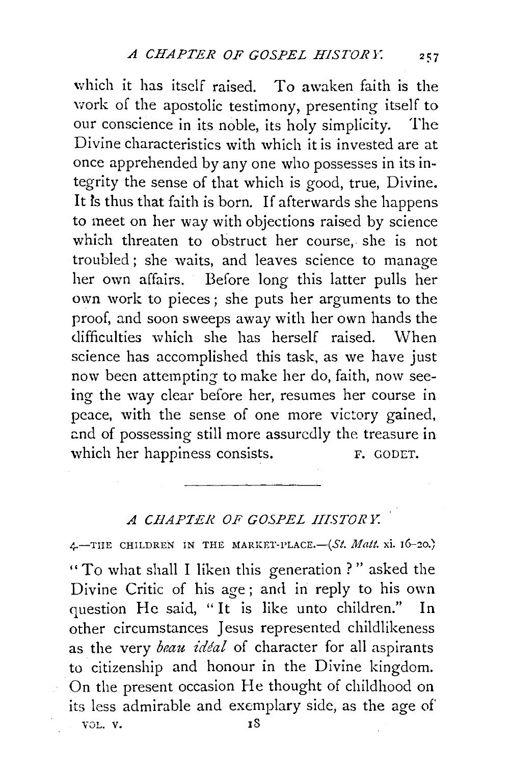which it has itself raised. To awaken faith is the work of the apostolic testimony, presenting itself to our conscience in its noble, its holy simplicity. The Divine characteristics with which it is invested are at once apprehended by any one who possesses in its integrity the sense of that which is good, true, Divine. It is thus that faith is born. If afterwards she happens to meet on her way with objections raised by science which threaten to obstruct her course, she is not troubled; she waits, and leaves science to manage her own affairs. Before long this latter pulls her own work to pieces; she puts her arguments to the proof, and soon sweeps away with her own hands the difficulties which she has herself raised. When science has accomplished this task, as we have just now been attempting to make her do, faith, now seeing the way clear before her, resumes her course in peace, with the sense of one more victory gained, and of possessing still more assuredly the treasure in which her happiness consists.

F. GODET.

---

## *A CHAPTER OF GOSPEL HISTORY.*

4.—THE CHILDREN IN THE MARKET-PLACE.—(*St. Matt.* xi. 16–20.)

"To what shall I liken this generation?" asked the Divine Critic of his age; and in reply to his own question He said, "It is like unto children." In other circumstances Jesus represented childlikeness as the very *beau idéal* of character for all aspirants to citizenship and honour in the Divine kingdom. On the present occasion He thought of childhood on its less admirable and exemplary side, as the age of